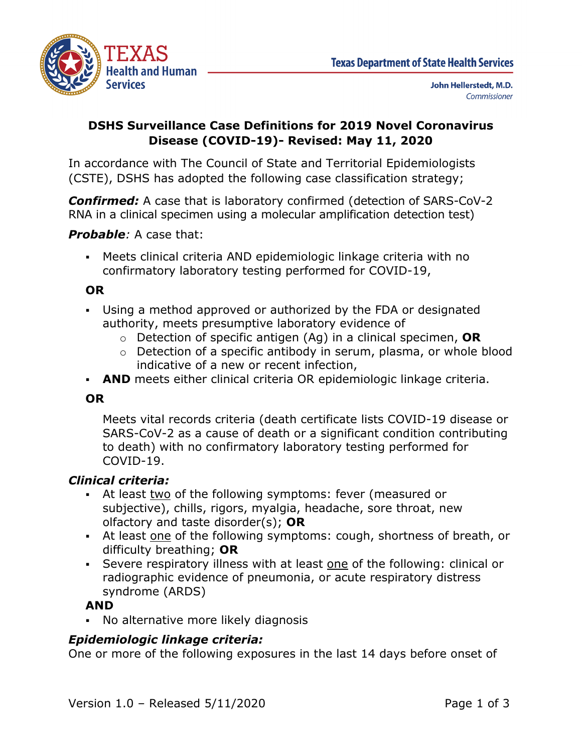Texas Department of State Health Services

John Hellerstedt, M.D.
*Commissioner*

## DSHS Surveillance Case Definitions for 2019 Novel Coronavirus Disease (COVID-19)- Revised: May 11, 2020

In accordance with The Council of State and Territorial Epidemiologists (CSTE), DSHS has adopted the following case classification strategy;

***Confirmed:*** A case that is laboratory confirmed (detection of SARS-CoV-2 RNA in a clinical specimen using a molecular amplification detection test)

***Probable****:* A case that:

- Meets clinical criteria AND epidemiologic linkage criteria with no confirmatory laboratory testing performed for COVID-19,

**OR**

- Using a method approved or authorized by the FDA or designated authority, meets presumptive laboratory evidence of
  - Detection of specific antigen (Ag) in a clinical specimen, **OR**
  - Detection of a specific antibody in serum, plasma, or whole blood indicative of a new or recent infection,
- **AND** meets either clinical criteria OR epidemiologic linkage criteria.

**OR**

Meets vital records criteria (death certificate lists COVID-19 disease or SARS-CoV-2 as a cause of death or a significant condition contributing to death) with no confirmatory laboratory testing performed for COVID-19.

***Clinical criteria:***

- At least <u>two</u> of the following symptoms: fever (measured or subjective), chills, rigors, myalgia, headache, sore throat, new olfactory and taste disorder(s); **OR**
- At least <u>one</u> of the following symptoms: cough, shortness of breath, or difficulty breathing; **OR**
- Severe respiratory illness with at least <u>one</u> of the following: clinical or radiographic evidence of pneumonia, or acute respiratory distress syndrome (ARDS)

**AND**

- No alternative more likely diagnosis

***Epidemiologic linkage criteria:***

One or more of the following exposures in the last 14 days before onset of

Version 1.0 – Released 5/11/2020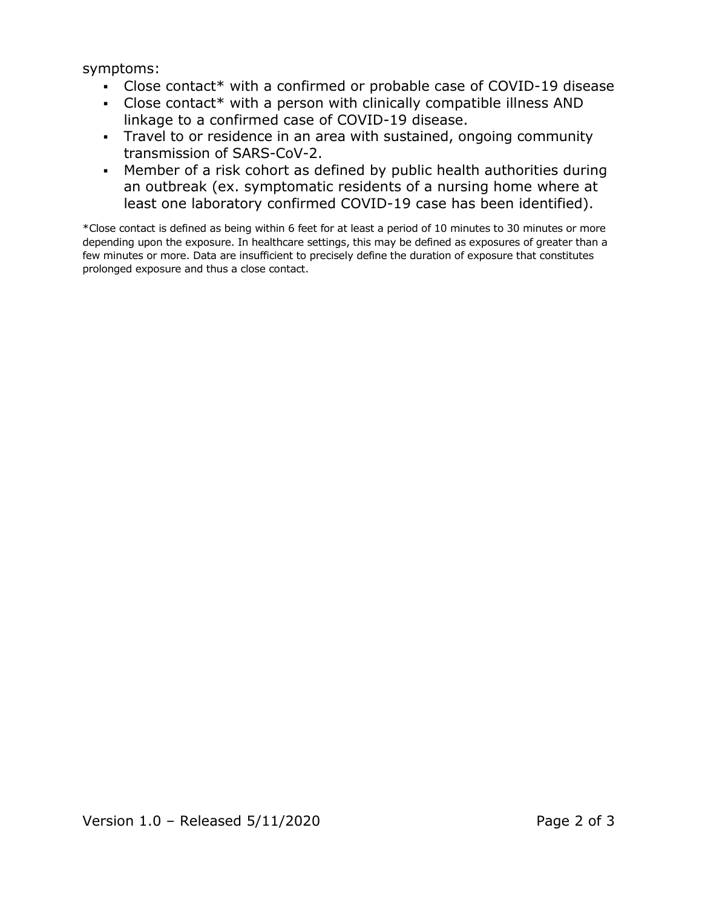symptoms:

- Close contact* with a confirmed or probable case of COVID-19 disease
- Close contact* with a person with clinically compatible illness AND linkage to a confirmed case of COVID-19 disease.
- Travel to or residence in an area with sustained, ongoing community transmission of SARS-CoV-2.
- Member of a risk cohort as defined by public health authorities during an outbreak (ex. symptomatic residents of a nursing home where at least one laboratory confirmed COVID-19 case has been identified).

*Close contact is defined as being within 6 feet for at least a period of 10 minutes to 30 minutes or more depending upon the exposure. In healthcare settings, this may be defined as exposures of greater than a few minutes or more. Data are insufficient to precisely define the duration of exposure that constitutes prolonged exposure and thus a close contact.

Version 1.0 – Released 5/11/2020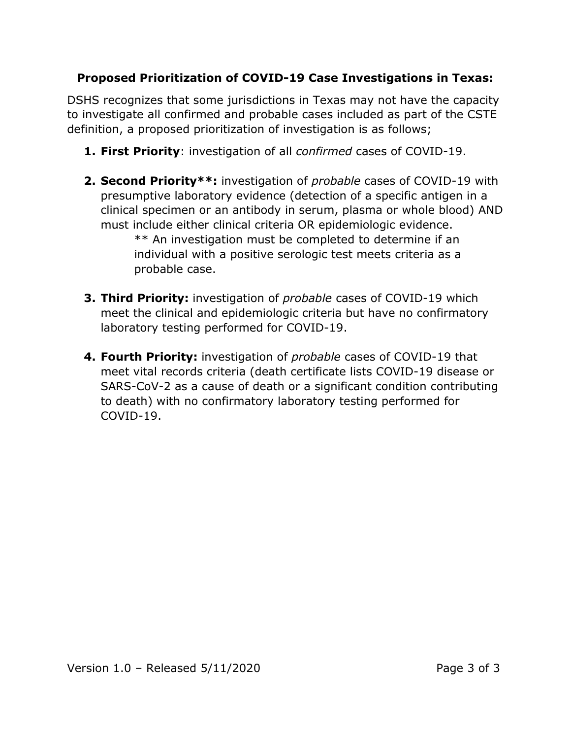### Proposed Prioritization of COVID-19 Case Investigations in Texas:

DSHS recognizes that some jurisdictions in Texas may not have the capacity to investigate all confirmed and probable cases included as part of the CSTE definition, a proposed prioritization of investigation is as follows;

1. **First Priority**: investigation of all *confirmed* cases of COVID-19.

2. **Second Priority**\*\*: investigation of *probable* cases of COVID-19 with presumptive laboratory evidence (detection of a specific antigen in a clinical specimen or an antibody in serum, plasma or whole blood) AND must include either clinical criteria OR epidemiologic evidence.

   ** An investigation must be completed to determine if an individual with a positive serologic test meets criteria as a probable case.

3. **Third Priority:** investigation of *probable* cases of COVID-19 which meet the clinical and epidemiologic criteria but have no confirmatory laboratory testing performed for COVID-19.

4. **Fourth Priority:** investigation of *probable* cases of COVID-19 that meet vital records criteria (death certificate lists COVID-19 disease or SARS-CoV-2 as a cause of death or a significant condition contributing to death) with no confirmatory laboratory testing performed for COVID-19.

Version 1.0 – Released 5/11/2020